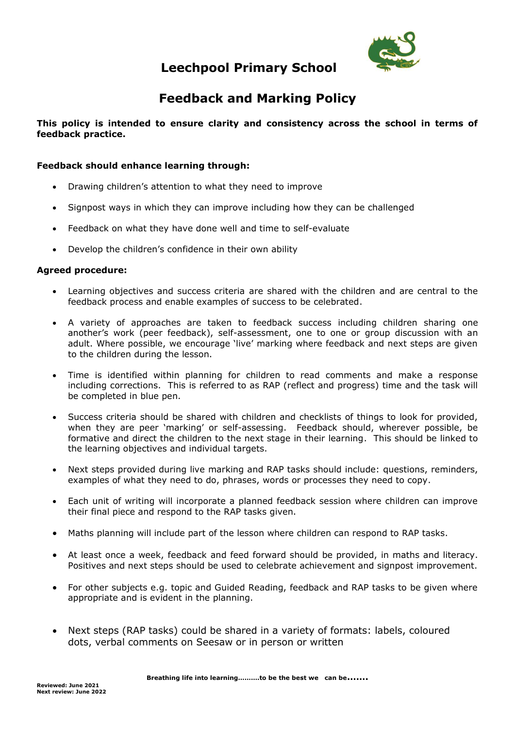# Leechpool Primary School

## Feedback and Marking Policy

**This policy is intended to ensure clarity and consistency across the school in terms of feedback practice.**

**Feedback should enhance learning through:**

- Drawing children's attention to what they need to improve
- Signpost ways in which they can improve including how they can be challenged
- Feedback on what they have done well and time to self-evaluate
- Develop the children's confidence in their own ability

**Agreed procedure:**

- Learning objectives and success criteria are shared with the children and are central to the feedback process and enable examples of success to be celebrated.
- A variety of approaches are taken to feedback success including children sharing one another's work (peer feedback), self-assessment, one to one or group discussion with an adult. Where possible, we encourage 'live' marking where feedback and next steps are given to the children during the lesson.
- Time is identified within planning for children to read comments and make a response including corrections. This is referred to as RAP (reflect and progress) time and the task will be completed in blue pen.
- Success criteria should be shared with children and checklists of things to look for provided, when they are peer 'marking' or self-assessing. Feedback should, wherever possible, be formative and direct the children to the next stage in their learning. This should be linked to the learning objectives and individual targets.
- Next steps provided during live marking and RAP tasks should include: questions, reminders, examples of what they need to do, phrases, words or processes they need to copy.
- Each unit of writing will incorporate a planned feedback session where children can improve their final piece and respond to the RAP tasks given.
- Maths planning will include part of the lesson where children can respond to RAP tasks.
- At least once a week, feedback and feed forward should be provided, in maths and literacy. Positives and next steps should be used to celebrate achievement and signpost improvement.
- For other subjects e.g. topic and Guided Reading, feedback and RAP tasks to be given where appropriate and is evident in the planning.
- Next steps (RAP tasks) could be shared in a variety of formats: labels, coloured dots, verbal comments on Seesaw or in person or written

**Breathing life into learning……….to be the best we can be…….**

**Reviewed: June 2021**
**Next review: June 2022**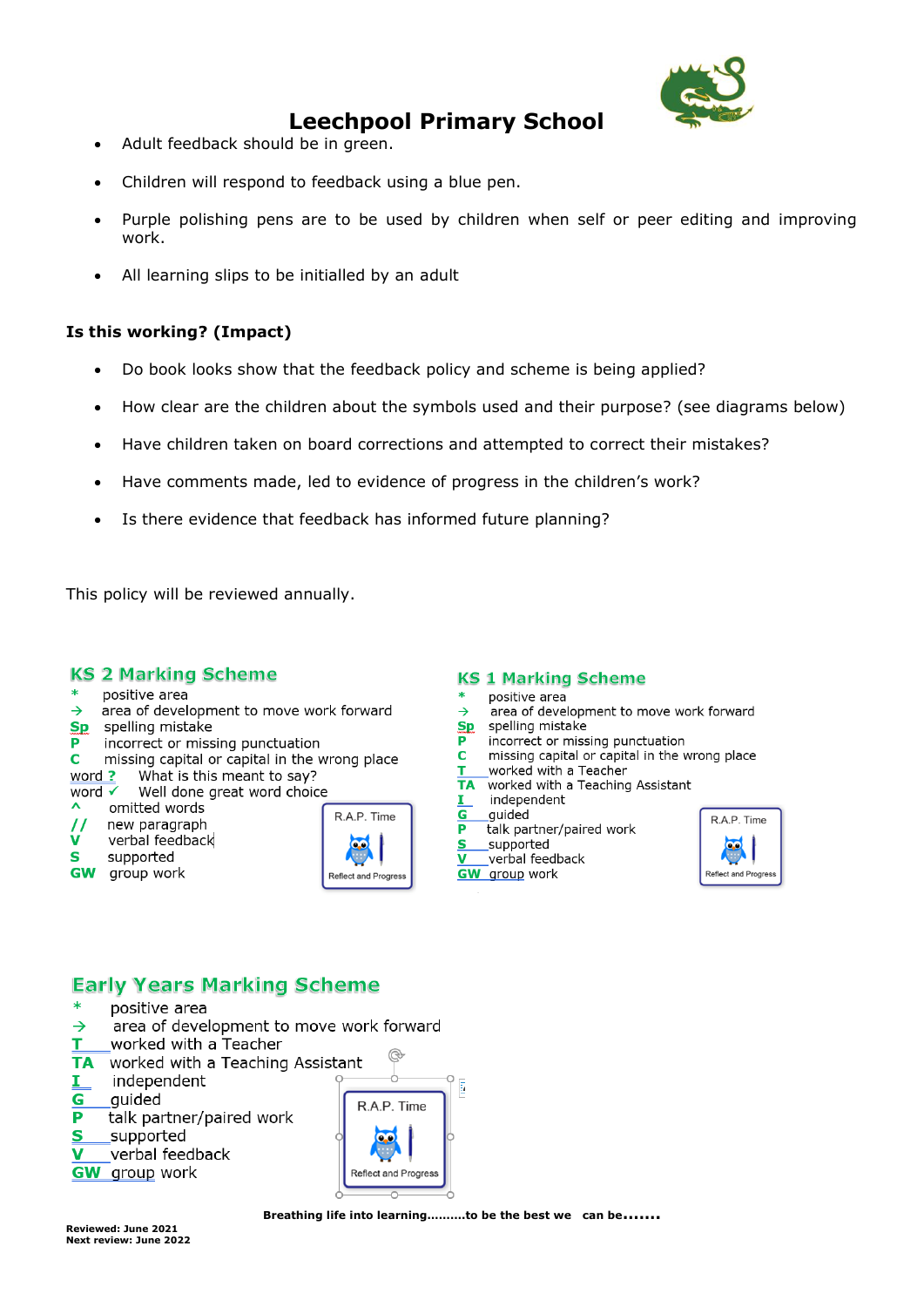# Leechpool Primary School

- Adult feedback should be in green.
- Children will respond to feedback using a blue pen.
- Purple polishing pens are to be used by children when self or peer editing and improving work.
- All learning slips to be initialled by an adult

**Is this working? (Impact)**

- Do book looks show that the feedback policy and scheme is being applied?
- How clear are the children about the symbols used and their purpose? (see diagrams below)
- Have children taken on board corrections and attempted to correct their mistakes?
- Have comments made, led to evidence of progress in the children's work?
- Is there evidence that feedback has informed future planning?

This policy will be reviewed annually.

## KS 2 Marking Scheme

* positive area
→ area of development to move work forward
Sp spelling mistake
P incorrect or missing punctuation
C missing capital or capital in the wrong place
word ? What is this meant to say?
word ✓ Well done great word choice
^ omitted words
// new paragraph
V verbal feedback
S supported
GW group work

R.A.P. Time
Reflect and Progress

## KS 1 Marking Scheme

* positive area
→ area of development to move work forward
Sp spelling mistake
P incorrect or missing punctuation
C missing capital or capital in the wrong place
T worked with a Teacher
TA worked with a Teaching Assistant
I independent
G guided
P talk partner/paired work
S supported
V verbal feedback
GW group work

R.A.P. Time
Reflect and Progress

## Early Years Marking Scheme

* positive area
→ area of development to move work forward
T worked with a Teacher
TA worked with a Teaching Assistant
I independent
G guided
P talk partner/paired work
S supported
V verbal feedback
GW group work

R.A.P. Time
Reflect and Progress

**Breathing life into learning……….to be the best we can be…….**

**Reviewed: June 2021**
**Next review: June 2022**